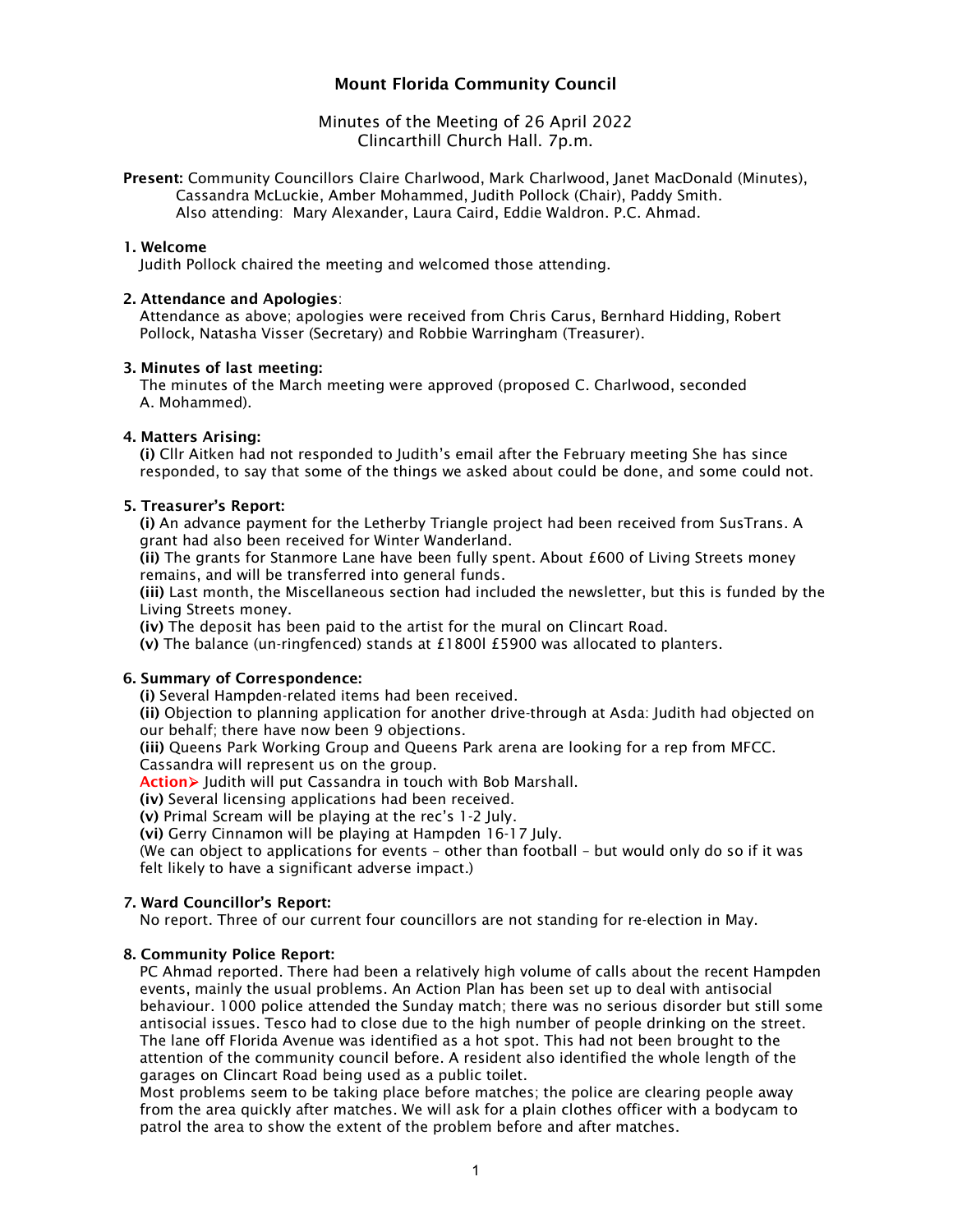# Mount Florida Community Council

Minutes of the Meeting of 26 April 2022
Clincarthill Church Hall. 7p.m.

**Present:** Community Councillors Claire Charlwood, Mark Charlwood, Janet MacDonald (Minutes), Cassandra McLuckie, Amber Mohammed, Judith Pollock (Chair), Paddy Smith.
Also attending: Mary Alexander, Laura Caird, Eddie Waldron. P.C. Ahmad.

### 1. Welcome

Judith Pollock chaired the meeting and welcomed those attending.

### 2. Attendance and Apologies:

Attendance as above; apologies were received from Chris Carus, Bernhard Hidding, Robert Pollock, Natasha Visser (Secretary) and Robbie Warringham (Treasurer).

### 3. Minutes of last meeting:

The minutes of the March meeting were approved (proposed C. Charlwood, seconded A. Mohammed).

### 4. Matters Arising:

**(i)** Cllr Aitken had not responded to Judith's email after the February meeting She has since responded, to say that some of the things we asked about could be done, and some could not.

### 5. Treasurer's Report:

**(i)** An advance payment for the Letherby Triangle project had been received from SusTrans. A grant had also been received for Winter Wanderland.
**(ii)** The grants for Stanmore Lane have been fully spent. About £600 of Living Streets money remains, and will be transferred into general funds.
**(iii)** Last month, the Miscellaneous section had included the newsletter, but this is funded by the Living Streets money.
**(iv)** The deposit has been paid to the artist for the mural on Clincart Road.
**(v)** The balance (un-ringfenced) stands at £1800l £5900 was allocated to planters.

### 6. Summary of Correspondence:

**(i)** Several Hampden-related items had been received.
**(ii)** Objection to planning application for another drive-through at Asda: Judith had objected on our behalf; there have now been 9 objections.
**(iii)** Queens Park Working Group and Queens Park arena are looking for a rep from MFCC. Cassandra will represent us on the group.
**Action**➤ Judith will put Cassandra in touch with Bob Marshall.
**(iv)** Several licensing applications had been received.
**(v)** Primal Scream will be playing at the rec's 1-2 July.
**(vi)** Gerry Cinnamon will be playing at Hampden 16-17 July.
(We can object to applications for events – other than football – but would only do so if it was felt likely to have a significant adverse impact.)

### 7. Ward Councillor's Report:

No report. Three of our current four councillors are not standing for re-election in May.

### 8. Community Police Report:

PC Ahmad reported. There had been a relatively high volume of calls about the recent Hampden events, mainly the usual problems. An Action Plan has been set up to deal with antisocial behaviour. 1000 police attended the Sunday match; there was no serious disorder but still some antisocial issues. Tesco had to close due to the high number of people drinking on the street. The lane off Florida Avenue was identified as a hot spot. This had not been brought to the attention of the community council before. A resident also identified the whole length of the garages on Clincart Road being used as a public toilet.
Most problems seem to be taking place before matches; the police are clearing people away from the area quickly after matches. We will ask for a plain clothes officer with a bodycam to patrol the area to show the extent of the problem before and after matches.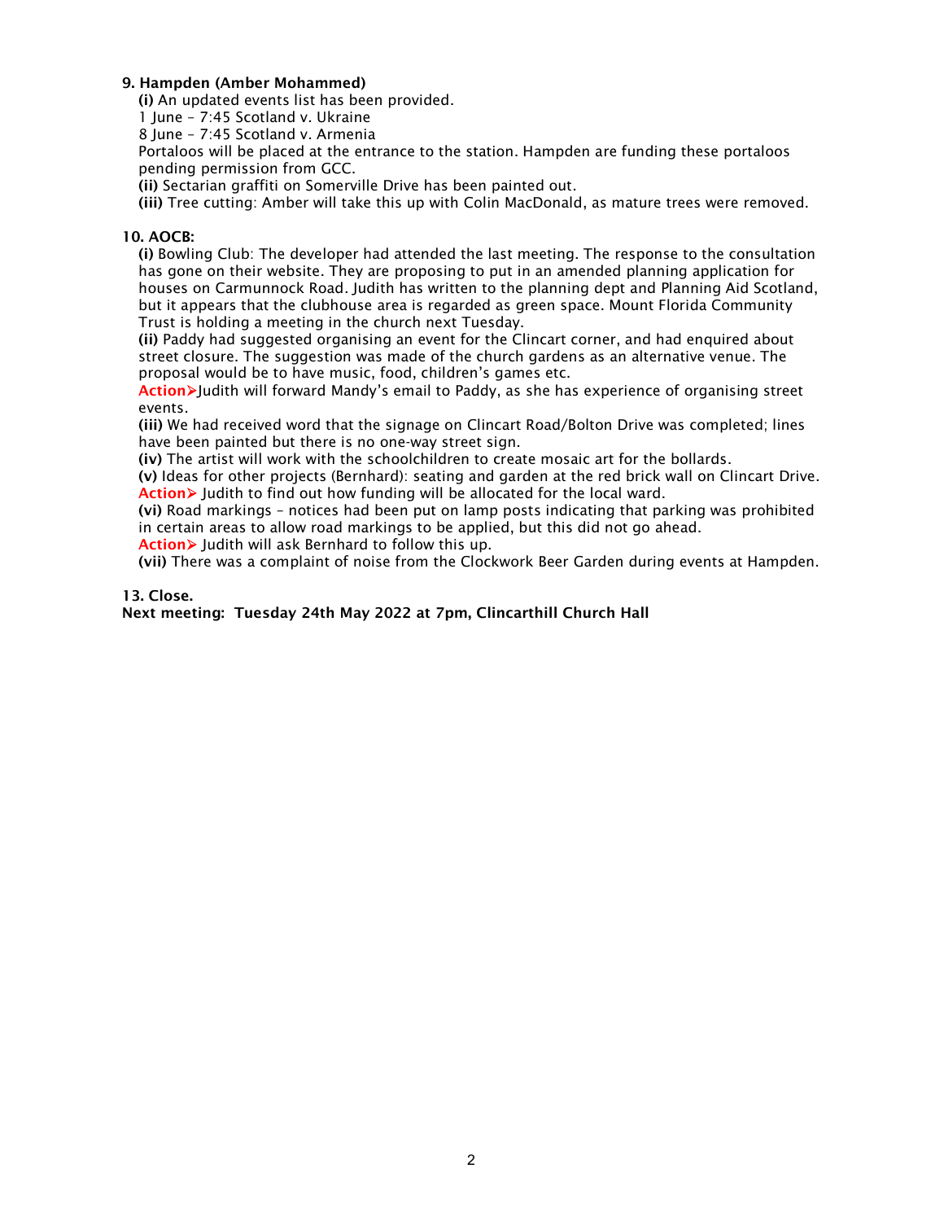**9. Hampden (Amber Mohammed)**

**(i)** An updated events list has been provided.
1 June – 7:45 Scotland v. Ukraine
8 June – 7:45 Scotland v. Armenia
Portaloos will be placed at the entrance to the station. Hampden are funding these portaloos pending permission from GCC.
**(ii)** Sectarian graffiti on Somerville Drive has been painted out.
**(iii)** Tree cutting: Amber will take this up with Colin MacDonald, as mature trees were removed.

**10. AOCB:**

**(i)** Bowling Club: The developer had attended the last meeting. The response to the consultation has gone on their website. They are proposing to put in an amended planning application for houses on Carmunnock Road. Judith has written to the planning dept and Planning Aid Scotland, but it appears that the clubhouse area is regarded as green space. Mount Florida Community Trust is holding a meeting in the church next Tuesday.
**(ii)** Paddy had suggested organising an event for the Clincart corner, and had enquired about street closure. The suggestion was made of the church gardens as an alternative venue. The proposal would be to have music, food, children's games etc.
**Action**➤Judith will forward Mandy's email to Paddy, as she has experience of organising street events.
**(iii)** We had received word that the signage on Clincart Road/Bolton Drive was completed; lines have been painted but there is no one-way street sign.
**(iv)** The artist will work with the schoolchildren to create mosaic art for the bollards.
**(v)** Ideas for other projects (Bernhard): seating and garden at the red brick wall on Clincart Drive.
**Action**➤ Judith to find out how funding will be allocated for the local ward.
**(vi)** Road markings – notices had been put on lamp posts indicating that parking was prohibited in certain areas to allow road markings to be applied, but this did not go ahead.
**Action**➤ Judith will ask Bernhard to follow this up.
**(vii)** There was a complaint of noise from the Clockwork Beer Garden during events at Hampden.

**13. Close.**
**Next meeting: Tuesday 24th May 2022 at 7pm, Clincarthill Church Hall**